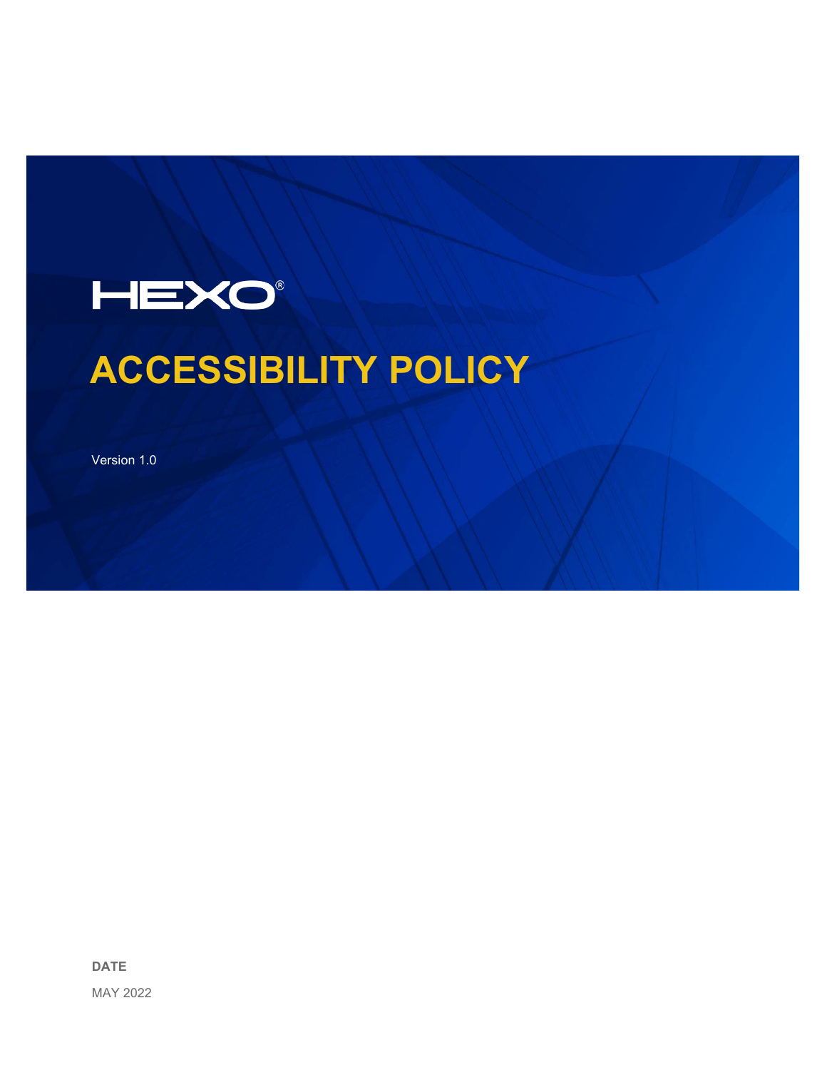HEXO®

# ACCESSIBILITY POLICY

Version 1.0

**DATE**

MAY 2022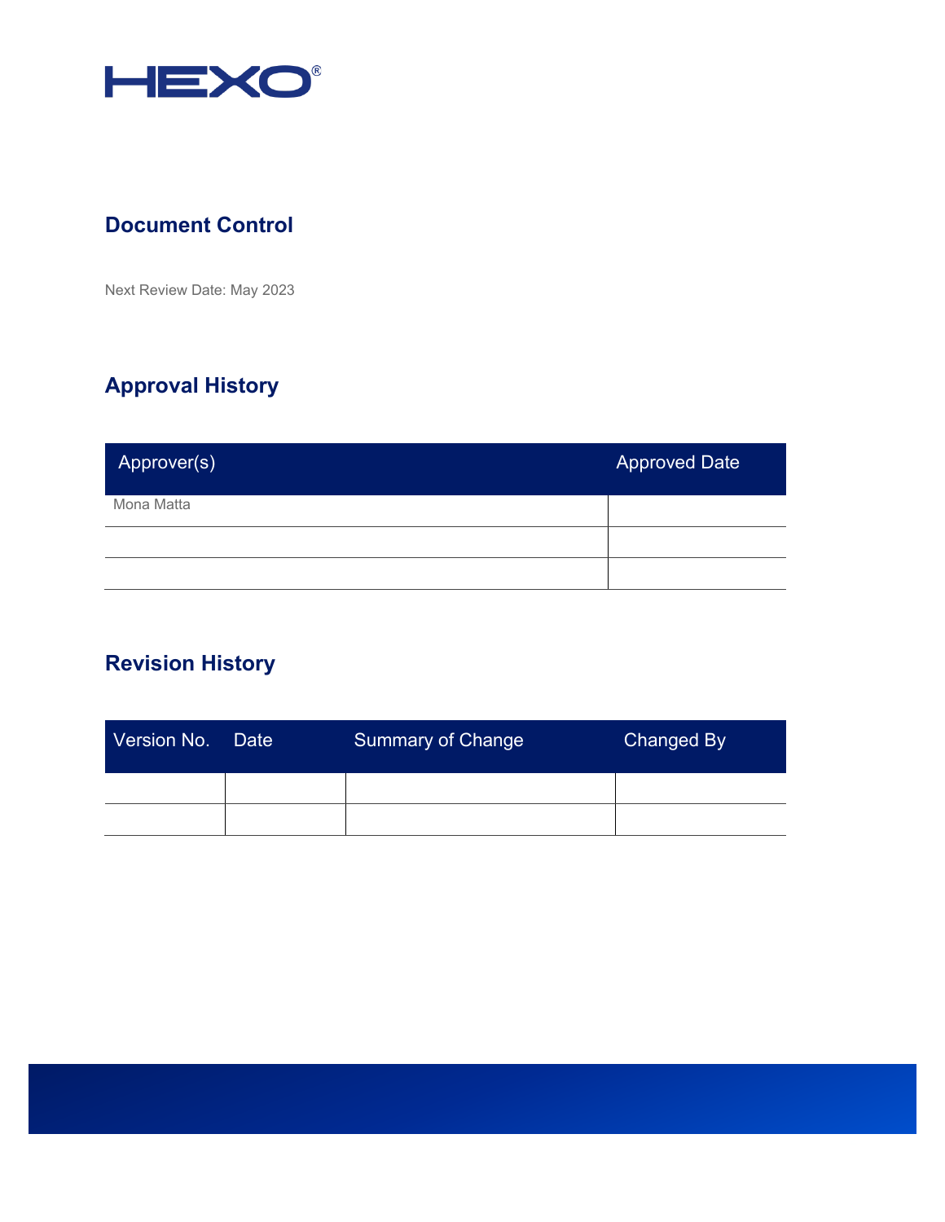HEXO®

## Document Control

Next Review Date: May 2023

## Approval History

| Approver(s) | Approved Date |
|---|---|
| Mona Matta | |
| | |
| | |

## Revision History

| Version No. | Date | Summary of Change | Changed By |
|---|---|---|---|
| | | | |
| | | | |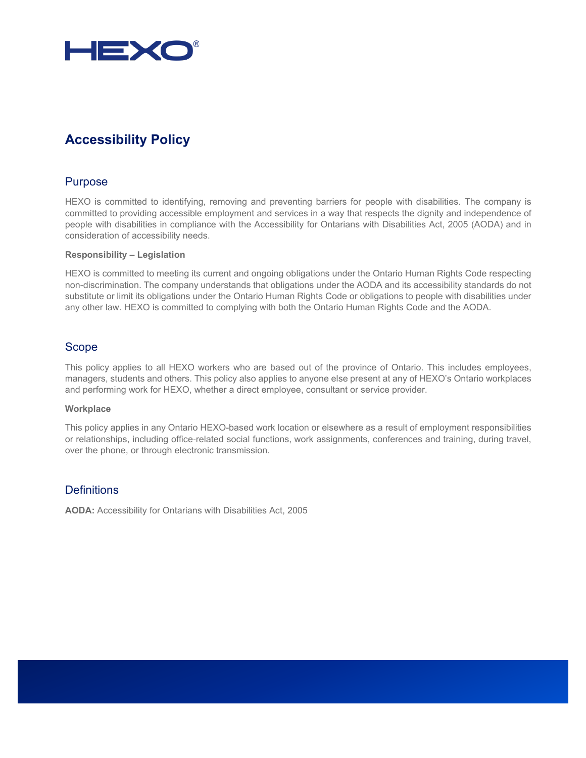HEXO®

# Accessibility Policy

## Purpose

HEXO is committed to identifying, removing and preventing barriers for people with disabilities. The company is committed to providing accessible employment and services in a way that respects the dignity and independence of people with disabilities in compliance with the Accessibility for Ontarians with Disabilities Act, 2005 (AODA) and in consideration of accessibility needs.

### Responsibility – Legislation

HEXO is committed to meeting its current and ongoing obligations under the Ontario Human Rights Code respecting non-discrimination. The company understands that obligations under the AODA and its accessibility standards do not substitute or limit its obligations under the Ontario Human Rights Code or obligations to people with disabilities under any other law. HEXO is committed to complying with both the Ontario Human Rights Code and the AODA.

## Scope

This policy applies to all HEXO workers who are based out of the province of Ontario. This includes employees, managers, students and others. This policy also applies to anyone else present at any of HEXO's Ontario workplaces and performing work for HEXO, whether a direct employee, consultant or service provider.

### Workplace

This policy applies in any Ontario HEXO-based work location or elsewhere as a result of employment responsibilities or relationships, including office-related social functions, work assignments, conferences and training, during travel, over the phone, or through electronic transmission.

## Definitions

**AODA:** Accessibility for Ontarians with Disabilities Act, 2005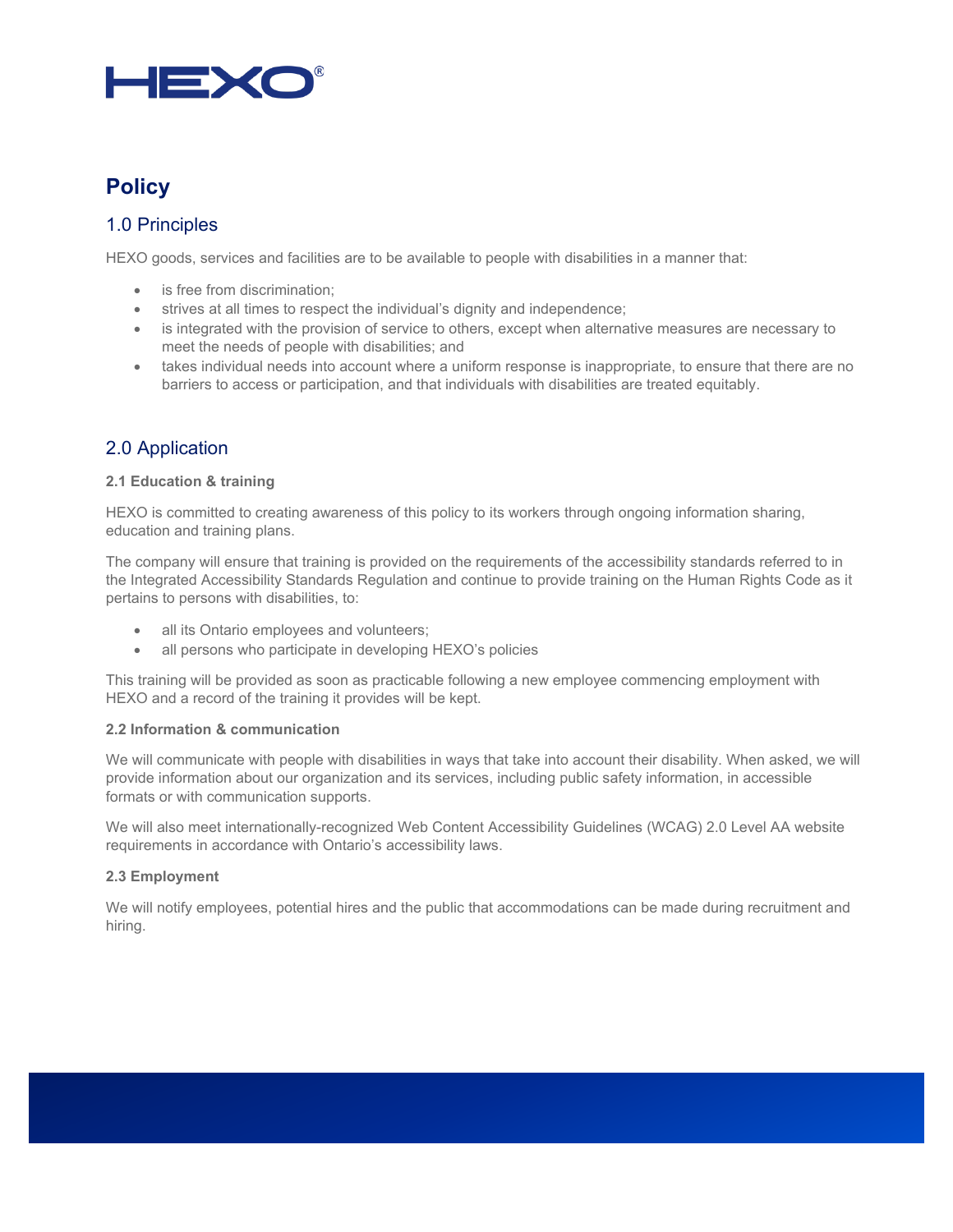# Policy

## 1.0 Principles

HEXO goods, services and facilities are to be available to people with disabilities in a manner that:

- is free from discrimination;
- strives at all times to respect the individual's dignity and independence;
- is integrated with the provision of service to others, except when alternative measures are necessary to meet the needs of people with disabilities; and
- takes individual needs into account where a uniform response is inappropriate, to ensure that there are no barriers to access or participation, and that individuals with disabilities are treated equitably.

## 2.0 Application

### 2.1 Education & training

HEXO is committed to creating awareness of this policy to its workers through ongoing information sharing, education and training plans.

The company will ensure that training is provided on the requirements of the accessibility standards referred to in the Integrated Accessibility Standards Regulation and continue to provide training on the Human Rights Code as it pertains to persons with disabilities, to:

- all its Ontario employees and volunteers;
- all persons who participate in developing HEXO's policies

This training will be provided as soon as practicable following a new employee commencing employment with HEXO and a record of the training it provides will be kept.

### 2.2 Information & communication

We will communicate with people with disabilities in ways that take into account their disability. When asked, we will provide information about our organization and its services, including public safety information, in accessible formats or with communication supports.

We will also meet internationally-recognized Web Content Accessibility Guidelines (WCAG) 2.0 Level AA website requirements in accordance with Ontario's accessibility laws.

### 2.3 Employment

We will notify employees, potential hires and the public that accommodations can be made during recruitment and hiring.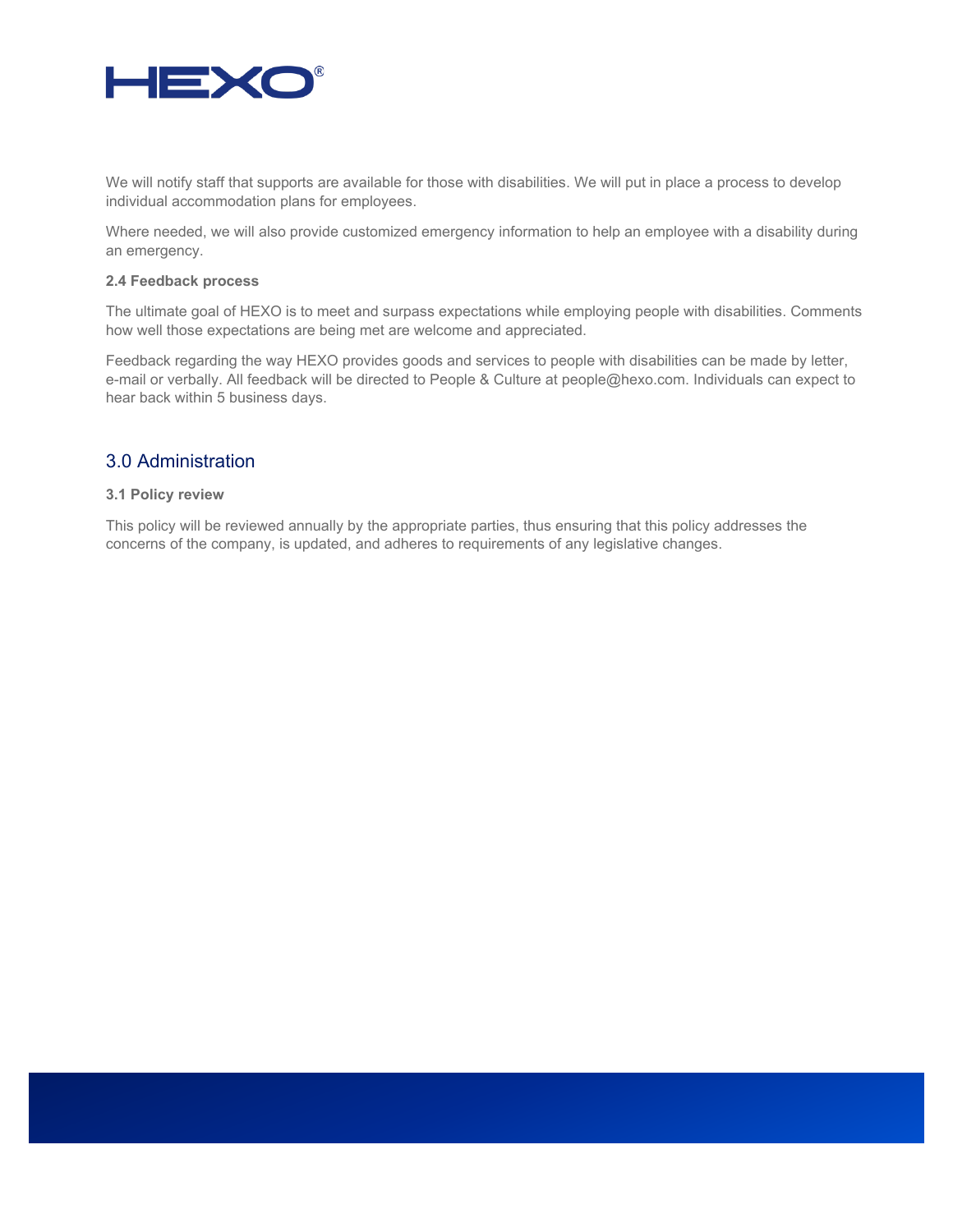We will notify staff that supports are available for those with disabilities. We will put in place a process to develop individual accommodation plans for employees.

Where needed, we will also provide customized emergency information to help an employee with a disability during an emergency.

**2.4 Feedback process**

The ultimate goal of HEXO is to meet and surpass expectations while employing people with disabilities. Comments how well those expectations are being met are welcome and appreciated.

Feedback regarding the way HEXO provides goods and services to people with disabilities can be made by letter, e-mail or verbally. All feedback will be directed to People & Culture at people@hexo.com. Individuals can expect to hear back within 5 business days.

## 3.0 Administration

**3.1 Policy review**

This policy will be reviewed annually by the appropriate parties, thus ensuring that this policy addresses the concerns of the company, is updated, and adheres to requirements of any legislative changes.